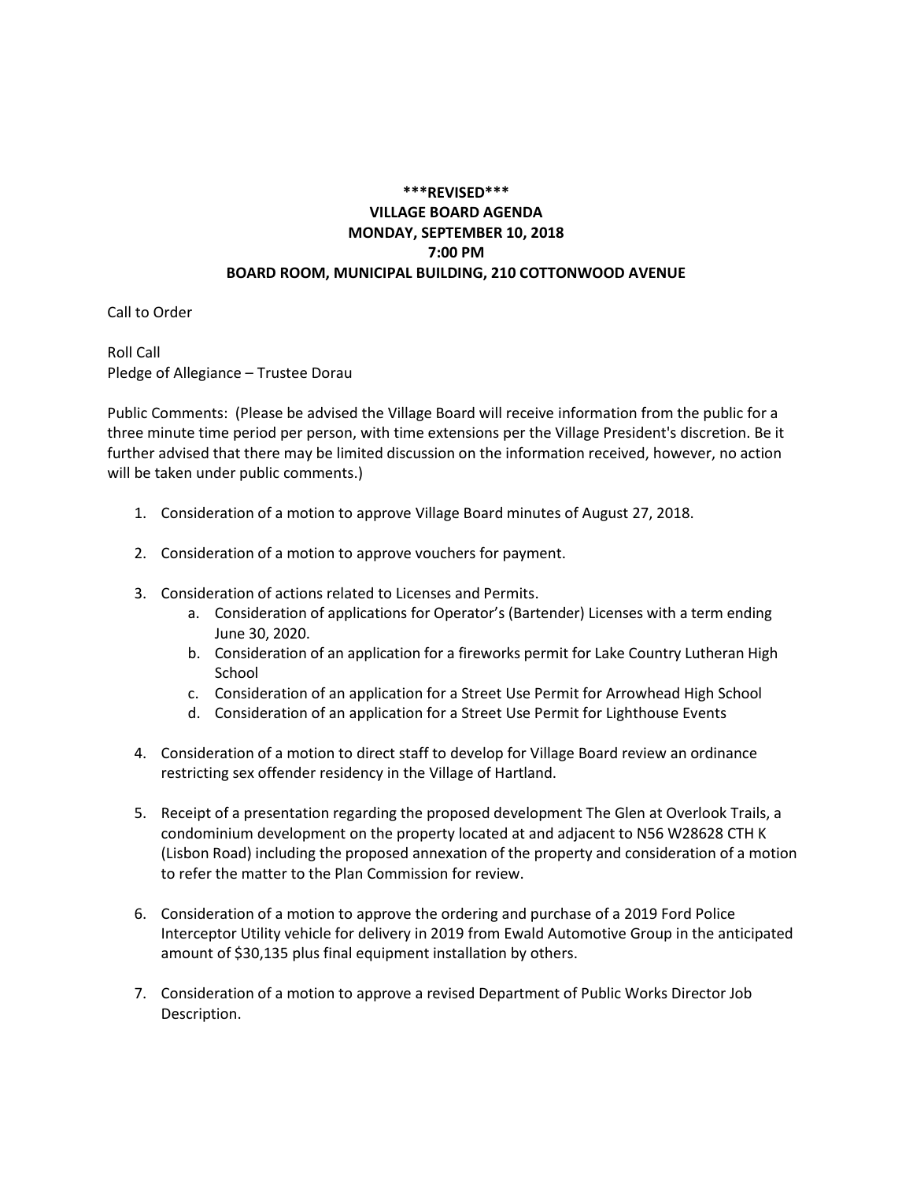**\*\*\*REVISED\*\*\***
**VILLAGE BOARD AGENDA**
**MONDAY, SEPTEMBER 10, 2018**
**7:00 PM**
**BOARD ROOM, MUNICIPAL BUILDING, 210 COTTONWOOD AVENUE**

Call to Order

Roll Call
Pledge of Allegiance – Trustee Dorau

Public Comments: (Please be advised the Village Board will receive information from the public for a three minute time period per person, with time extensions per the Village President's discretion. Be it further advised that there may be limited discussion on the information received, however, no action will be taken under public comments.)

1. Consideration of a motion to approve Village Board minutes of August 27, 2018.

2. Consideration of a motion to approve vouchers for payment.

3. Consideration of actions related to Licenses and Permits.
    a. Consideration of applications for Operator's (Bartender) Licenses with a term ending June 30, 2020.
    b. Consideration of an application for a fireworks permit for Lake Country Lutheran High School
    c. Consideration of an application for a Street Use Permit for Arrowhead High School
    d. Consideration of an application for a Street Use Permit for Lighthouse Events

4. Consideration of a motion to direct staff to develop for Village Board review an ordinance restricting sex offender residency in the Village of Hartland.

5. Receipt of a presentation regarding the proposed development The Glen at Overlook Trails, a condominium development on the property located at and adjacent to N56 W28628 CTH K (Lisbon Road) including the proposed annexation of the property and consideration of a motion to refer the matter to the Plan Commission for review.

6. Consideration of a motion to approve the ordering and purchase of a 2019 Ford Police Interceptor Utility vehicle for delivery in 2019 from Ewald Automotive Group in the anticipated amount of $30,135 plus final equipment installation by others.

7. Consideration of a motion to approve a revised Department of Public Works Director Job Description.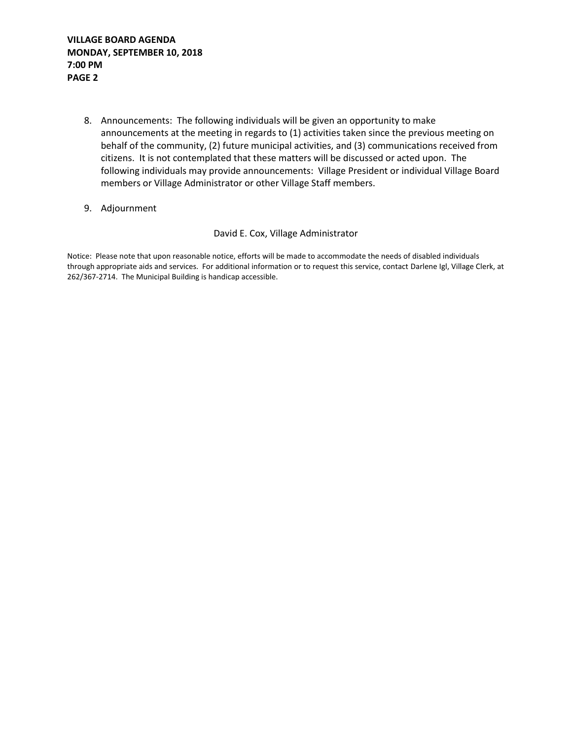8. Announcements: The following individuals will be given an opportunity to make announcements at the meeting in regards to (1) activities taken since the previous meeting on behalf of the community, (2) future municipal activities, and (3) communications received from citizens. It is not contemplated that these matters will be discussed or acted upon. The following individuals may provide announcements: Village President or individual Village Board members or Village Administrator or other Village Staff members.

9. Adjournment

David E. Cox, Village Administrator

Notice: Please note that upon reasonable notice, efforts will be made to accommodate the needs of disabled individuals through appropriate aids and services. For additional information or to request this service, contact Darlene Igl, Village Clerk, at 262/367-2714. The Municipal Building is handicap accessible.